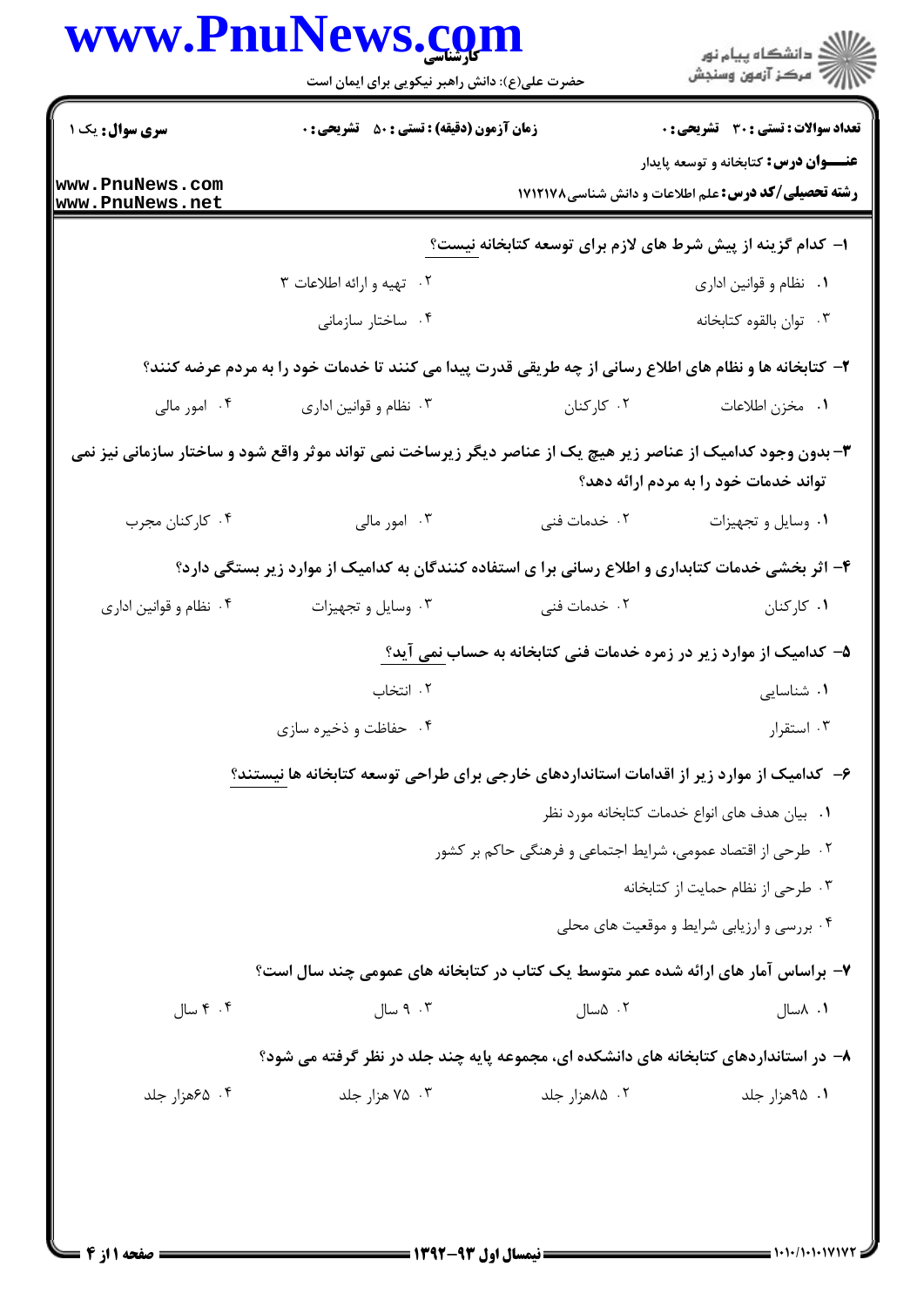**سری سوال:** یک ۱

**زمان آزمون (دقیقه) : تستی : ۵۰ تشریحی : ۰**

**تعداد سوالات : تستی : ۳۰ تشریحی : ۰**

**عنـــوان درس:** کتابخانه و توسعه پایدار

**رشته تحصیلی/کد درس:** علم اطلاعات و دانش شناسی۱۷۱۲۱۷۸

**۱- کدام گزینه از پیش شرط های لازم برای توسعه کتابخانه نیست؟**

۱. نظام و قوانین اداری

۲. تهیه و ارائه اطلاعات ۳

۳. توان بالقوه کتابخانه

۴. ساختار سازمانی

**۲- کتابخانه ها و نظام های اطلاع رسانی از چه طریقی قدرت پیدا می کنند تا خدمات خود را به مردم عرضه کنند؟**

۱. مخزن اطلاعات

۲. کارکنان

۳. نظام و قوانین اداری

۴. امور مالی

**۳-بدون وجود کدامیک از عناصر زیر هیچ یک از عناصر دیگر زیرساخت نمی تواند موثر واقع شود و ساختار سازمانی نیز نمی تواند خدمات خود را به مردم ارائه دهد؟**

۱. وسایل و تجهیزات

۲. خدمات فنی

۳. امور مالی

۴. کارکنان مجرب

**۴- اثر بخشی خدمات کتابداری و اطلاع رسانی برا ی استفاده کنندگان به کدامیک از موارد زیر بستگی دارد؟**

۱. کارکنان

۲. خدمات فنی

۳. وسایل و تجهیزات

۴. نظام و قوانین اداری

**۵- کدامیک از موارد زیر در زمره خدمات فنی کتابخانه به حساب نمی آید؟**

۱. شناسایی

۲. انتخاب

۳. استقرار

۴. حفاظت و ذخیره سازی

**۶- کدامیک از موارد زیر از اقدامات استانداردهای خارجی برای طراحی توسعه کتابخانه ها نیستند؟**

۱. بیان هدف های انواع خدمات کتابخانه مورد نظر

۲. طرحی از اقتصاد عمومی، شرایط اجتماعی و فرهنگی حاکم بر کشور

۳. طرحی از نظام حمایت از کتابخانه

۴. بررسی و ارزیابی شرایط و موقعیت های محلی

**۷- براساس آمار های ارائه شده عمر متوسط یک کتاب در کتابخانه های عمومی چند سال است؟**

۱. ۸سال

۲. ۵سال

۳. ۹ سال

۴. ۴ سال

**۸- در استانداردهای کتابخانه های دانشکده ای، مجموعه پایه چند جلد در نظر گرفته می شود؟**

۱. ۹۵هزار جلد

۲. ۸۵هزار جلد

۳. ۷۵ هزار جلد

۴. ۶۵هزار جلد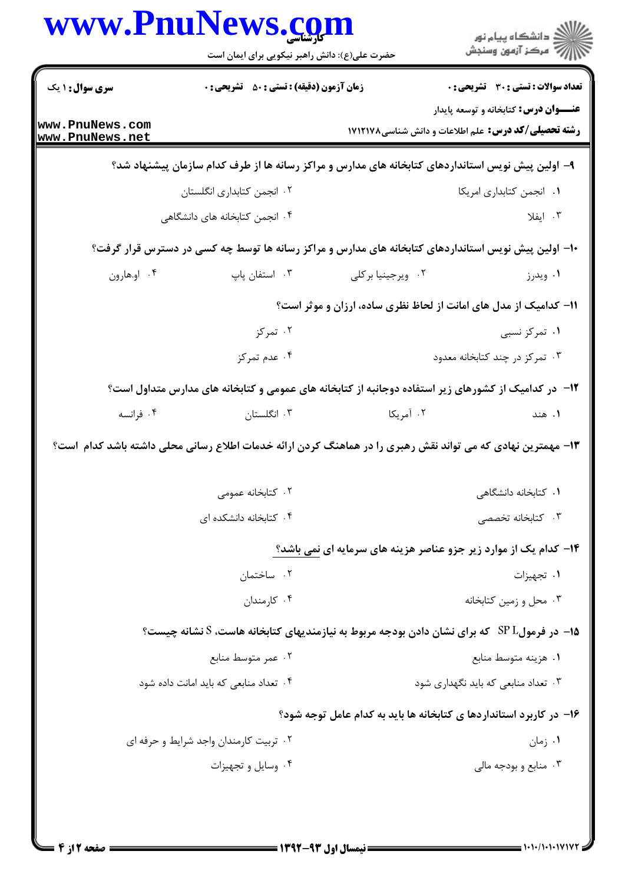**سری سوال:** ۱ یک | **زمان آزمون (دقیقه) : تستی :** ۵۰ **تشریحی :** ۰ | **تعداد سوالات : تستی :** ۳۰ **تشریحی :** ۰

**عنـــوان درس:** کتابخانه و توسعه پایدار

**رشته تحصیلی/کد درس:** علم اطلاعات و دانش شناسی۱۷۱۲۱۷۸

**۹- اولین پیش نویس استانداردهای کتابخانه های مدارس و مراکز رسانه ها از طرف کدام سازمان پیشنهاد شد؟**

۱. انجمن کتابداری امریکا

۲. انجمن کتابداری انگلستان

۳. ایفلا

۴. انجمن کتابخانه های دانشگاهی

**۱۰- اولین پیش نویس استانداردهای کتابخانه های مدارس و مراکز رسانه ها توسط چه کسی در دسترس قرار گرفت؟**

۱. ویدرز

۲. ویرجینیا برکلی

۳. استفان پاپ

۴. او.هارون

**۱۱- کدامیک از مدل های امانت از لحاظ نظری ساده، ارزان و موثر است؟**

۱. تمرکز نسبی

۲. تمرکز

۳. تمرکز در چند کتابخانه معدود

۴. عدم تمرکز

**۱۲- در کدامیک از کشورهای زیر استفاده دوجانبه از کتابخانه های عمومی و کتابخانه های مدارس متداول است؟**

۱. هند

۲. آمریکا

۳. انگلستان

۴. فرانسه

**۱۳- مهمترین نهادی که می تواند نقش رهبری را در هماهنگ کردن ارائه خدمات اطلاع رسانی محلی داشته باشد کدام است؟**

۱. کتابخانه دانشگاهی

۲. کتابخانه عمومی

۳. کتابخانه تخصصی

۴. کتابخانه دانشکده ای

**۱۴- کدام یک از موارد زیر جزو عناصر هزینه های سرمایه ای نمی باشد؟**

۱. تجهیزات

۲. ساختمان

۳. محل و زمین کتابخانه

۴. کارمندان

**۱۵- در فرمول SP L که برای نشان دادن بودجه مربوط به نیازمندیهای کتابخانه هاست، S نشانه چیست؟**

۱. هزینه متوسط منابع

۲. عمر متوسط منابع

۳. تعداد منابعی که باید نگهداری شود

۴. تعداد منابعی که باید امانت داده شود

**۱۶- در کاربرد استانداردها ی کتابخانه ها باید به کدام عامل توجه شود؟**

۱. زمان

۲. تربیت کارمندان واجد شرایط و حرفه ای

۳. منابع و بودجه مالی

۴. وسایل و تجهیزات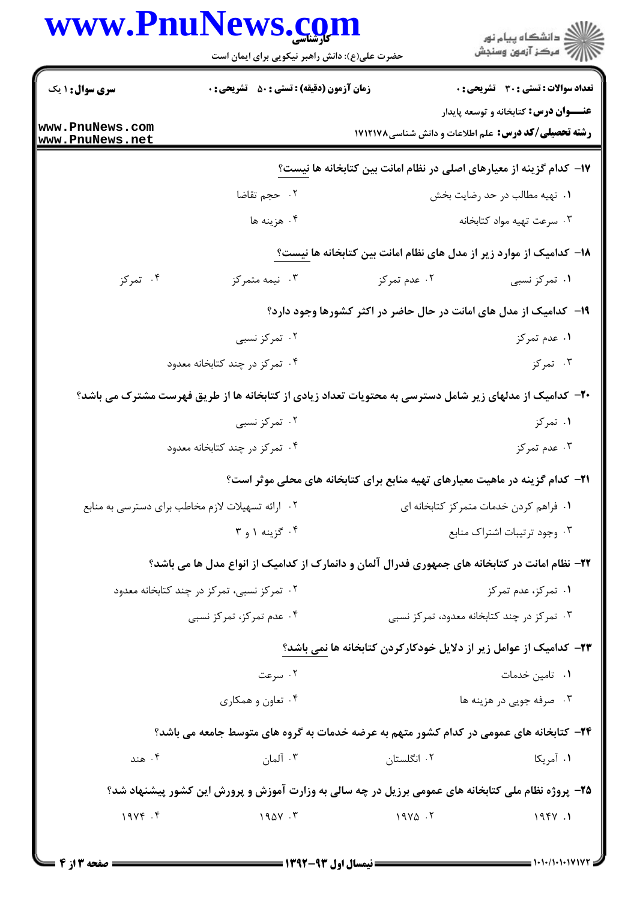**۱۷- کدام گزینه از معیارهای اصلی در نظام امانت بین کتابخانه ها نیست؟**

۱. تهیه مطالب در حد رضایت بخش
۲. حجم تقاضا
۳. سرعت تهیه مواد کتابخانه
۴. هزینه ها

**۱۸- کدامیک از موارد زیر از مدل های نظام امانت بین کتابخانه ها نیست؟**

۱. تمرکز نسبی
۲. عدم تمرکز
۳. نیمه متمرکز
۴. تمرکز

**۱۹- کدامیک از مدل های امانت در حال حاضر در اکثر کشورها وجود دارد؟**

۱. عدم تمرکز
۲. تمرکز نسبی
۳. تمرکز
۴. تمرکز در چند کتابخانه معدود

**۲۰- کدامیک از مدلهای زیر شامل دسترسی به محتویات تعداد زیادی از کتابخانه ها از طریق فهرست مشترک می باشد؟**

۱. تمرکز
۲. تمرکز نسبی
۳. عدم تمرکز
۴. تمرکز در چند کتابخانه معدود

**۲۱- کدام گزینه در ماهیت معیارهای تهیه منابع برای کتابخانه های محلی موثر است؟**

۱. فراهم کردن خدمات متمرکز کتابخانه ای
۲. ارائه تسهیلات لازم مخاطب برای دسترسی به منابع
۳. وجود ترتیبات اشتراک منابع
۴. گزینه ۱ و ۳

**۲۲- نظام امانت در کتابخانه های جمهوری فدرال آلمان و دانمارک از کدامیک از انواع مدل ها می باشد؟**

۱. تمرکز، عدم تمرکز
۲. تمرکز نسبی، تمرکز در چند کتابخانه معدود
۳. تمرکز در چند کتابخانه معدود، تمرکز نسبی
۴. عدم تمرکز، تمرکز نسبی

**۲۳- کدامیک از عوامل زیر از دلایل خودکارکردن کتابخانه ها نمی باشد؟**

۱. تامین خدمات
۲. سرعت
۳. صرفه جویی در هزینه ها
۴. تعاون و همکاری

**۲۴- کتابخانه های عمومی در کدام کشور متهم به عرضه خدمات به گروه های متوسط جامعه می باشد؟**

۱. آمریکا
۲. انگلستان
۳. آلمان
۴. هند

**۲۵- پروژه نظام ملی کتابخانه های عمومی برزیل در چه سالی به وزارت آموزش و پرورش این کشور پیشنهاد شد؟**

۱. ۱۹۴۷
۲. ۱۹۷۵
۳. ۱۹۵۷
۴. ۱۹۷۴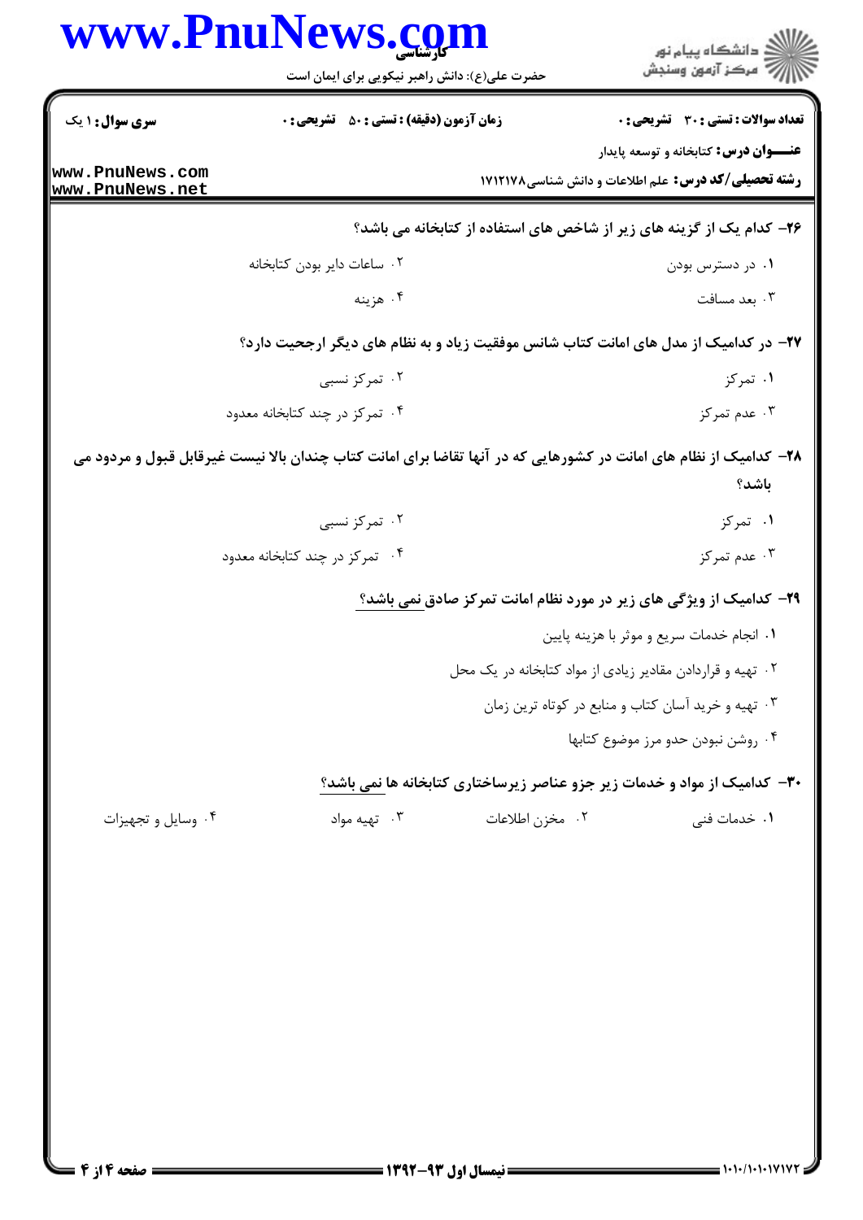**۲۶- کدام یک از گزینه های زیر از شاخص های استفاده از کتابخانه می باشد؟**

۱. در دسترس بودن

۲. ساعات دایر بودن کتابخانه

۳. بعد مسافت

۴. هزینه

**۲۷- در کدامیک از مدل های امانت کتاب شانس موفقیت زیاد و به نظام های دیگر ارجحیت دارد؟**

۱. تمرکز

۲. تمرکز نسبی

۳. عدم تمرکز

۴. تمرکز در چند کتابخانه معدود

**۲۸- کدامیک از نظام های امانت در کشورهایی که در آنها تقاضا برای امانت کتاب چندان بالا نیست غیرقابل قبول و مردود می باشد؟**

۱. تمرکز

۲. تمرکز نسبی

۳. عدم تمرکز

۴. تمرکز در چند کتابخانه معدود

**۲۹- کدامیک از ویژگی های زیر در مورد نظام امانت تمرکز صادق نمی باشد؟**

۱. انجام خدمات سریع و موثر با هزینه پایین

۲. تهیه و قراردادن مقادیر زیادی از مواد کتابخانه در یک محل

۳. تهیه و خرید آسان کتاب و منابع در کوتاه ترین زمان

۴. روشن نبودن حدو مرز موضوع کتابها

**۳۰- کدامیک از مواد و خدمات زیر جزو عناصر زیرساختاری کتابخانه ها نمی باشد؟**

۱. خدمات فنی

۲. مخزن اطلاعات

۳. تهیه مواد

۴. وسایل و تجهیزات